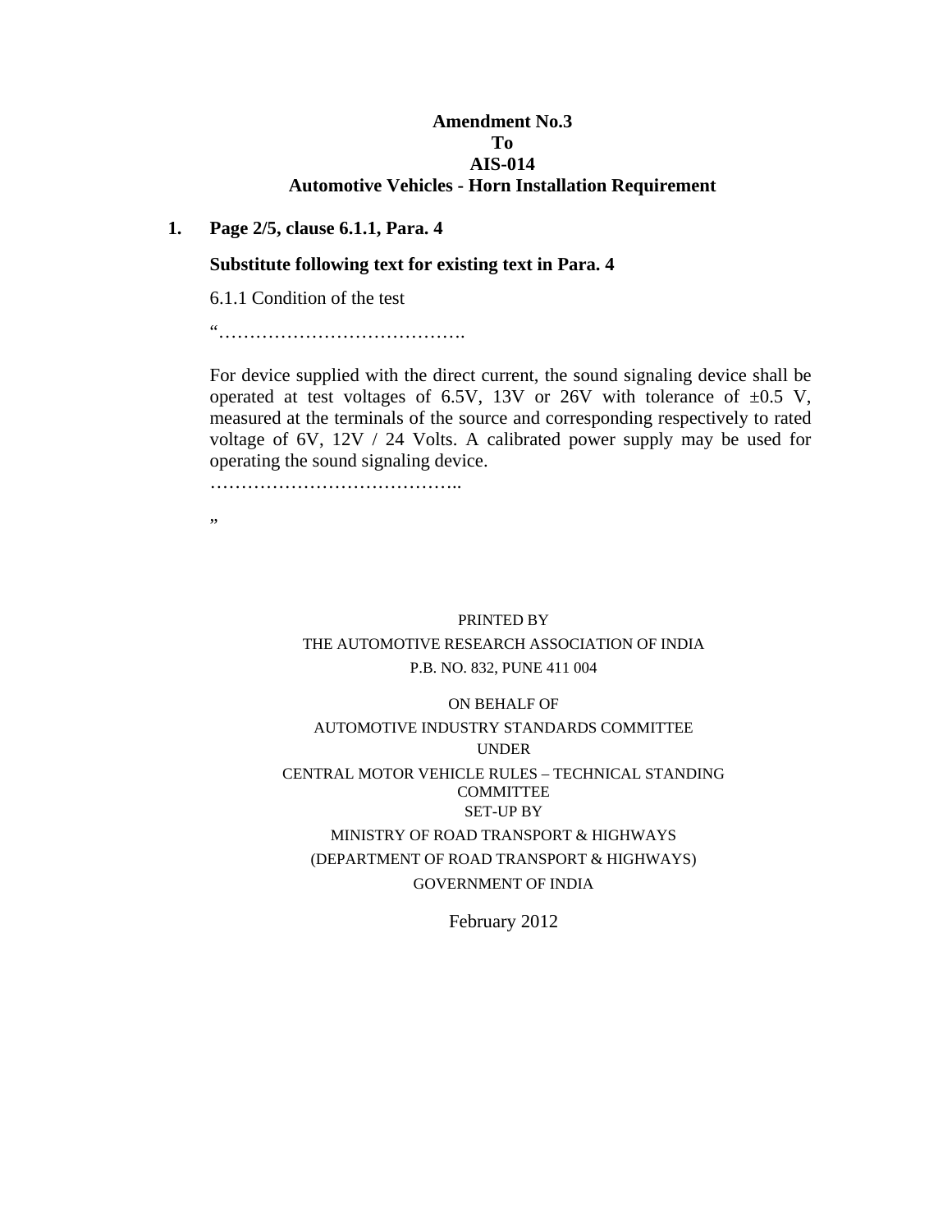**Amendment No.3**
**To**
**AIS-014**
**Automotive Vehicles - Horn Installation Requirement**

**1. Page 2/5, clause 6.1.1, Para. 4**

**Substitute following text for existing text in Para. 4**

6.1.1 Condition of the test

"………………………………….

For device supplied with the direct current, the sound signaling device shall be operated at test voltages of 6.5V, 13V or 26V with tolerance of ±0.5 V, measured at the terminals of the source and corresponding respectively to rated voltage of 6V, 12V / 24 Volts. A calibrated power supply may be used for operating the sound signaling device.

…………………………………..

"

PRINTED BY
THE AUTOMOTIVE RESEARCH ASSOCIATION OF INDIA
P.B. NO. 832, PUNE 411 004

ON BEHALF OF
AUTOMOTIVE INDUSTRY STANDARDS COMMITTEE
UNDER
CENTRAL MOTOR VEHICLE RULES – TECHNICAL STANDING COMMITTEE
SET-UP BY
MINISTRY OF ROAD TRANSPORT & HIGHWAYS
(DEPARTMENT OF ROAD TRANSPORT & HIGHWAYS)
GOVERNMENT OF INDIA

February 2012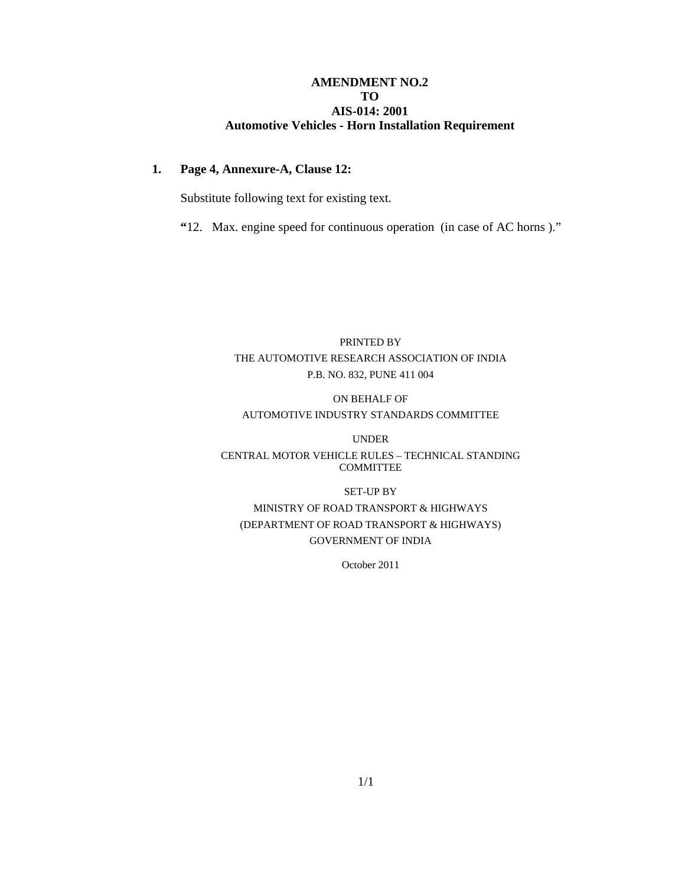**AMENDMENT NO.2**
**TO**
**AIS-014: 2001**
**Automotive Vehicles - Horn Installation Requirement**

**1. Page 4, Annexure-A, Clause 12:**

Substitute following text for existing text.

**"**12. Max. engine speed for continuous operation (in case of AC horns )."

PRINTED BY
THE AUTOMOTIVE RESEARCH ASSOCIATION OF INDIA
P.B. NO. 832, PUNE 411 004

ON BEHALF OF
AUTOMOTIVE INDUSTRY STANDARDS COMMITTEE

UNDER
CENTRAL MOTOR VEHICLE RULES – TECHNICAL STANDING COMMITTEE

SET-UP BY
MINISTRY OF ROAD TRANSPORT & HIGHWAYS
(DEPARTMENT OF ROAD TRANSPORT & HIGHWAYS)
GOVERNMENT OF INDIA

October 2011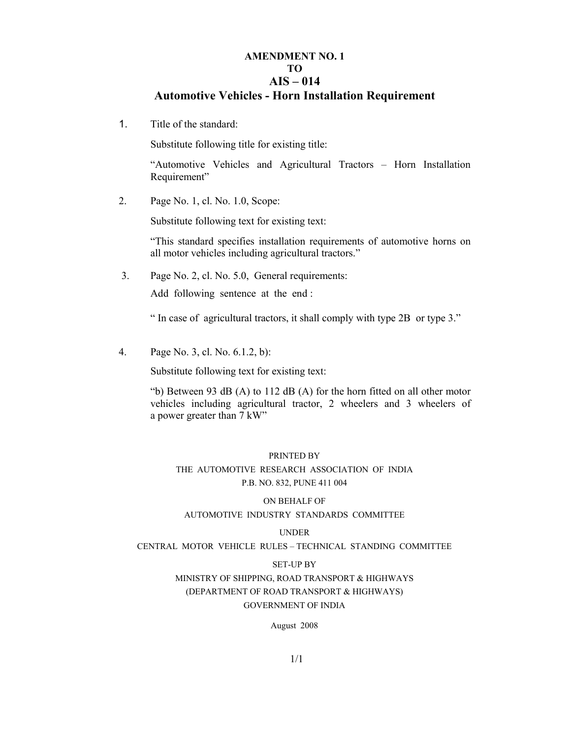**AMENDMENT NO. 1**
**TO**
# AIS – 014
## Automotive Vehicles - Horn Installation Requirement

1. Title of the standard:

   Substitute following title for existing title:

   "Automotive Vehicles and Agricultural Tractors – Horn Installation Requirement"

2. Page No. 1, cl. No. 1.0, Scope:

   Substitute following text for existing text:

   "This standard specifies installation requirements of automotive horns on all motor vehicles including agricultural tractors."

3. Page No. 2, cl. No. 5.0, General requirements:

   Add following sentence at the end :

   " In case of agricultural tractors, it shall comply with type 2B or type 3."

4. Page No. 3, cl. No. 6.1.2, b):

   Substitute following text for existing text:

   "b) Between 93 dB (A) to 112 dB (A) for the horn fitted on all other motor vehicles including agricultural tractor, 2 wheelers and 3 wheelers of a power greater than 7 kW"

PRINTED BY
THE AUTOMOTIVE RESEARCH ASSOCIATION OF INDIA
P.B. NO. 832, PUNE 411 004

ON BEHALF OF
AUTOMOTIVE INDUSTRY STANDARDS COMMITTEE

UNDER
CENTRAL MOTOR VEHICLE RULES – TECHNICAL STANDING COMMITTEE

SET-UP BY
MINISTRY OF SHIPPING, ROAD TRANSPORT & HIGHWAYS
(DEPARTMENT OF ROAD TRANSPORT & HIGHWAYS)
GOVERNMENT OF INDIA

August 2008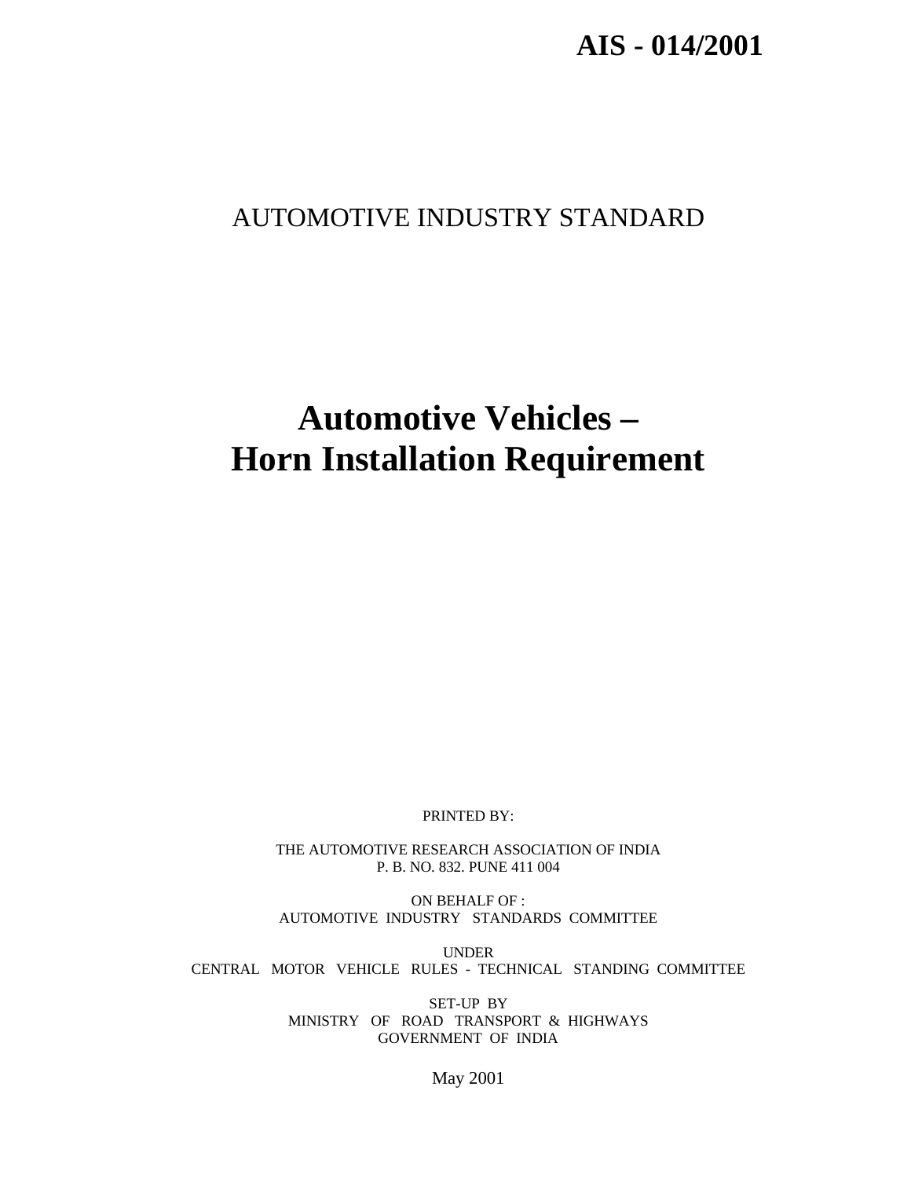**AIS - 014/2001**

AUTOMOTIVE INDUSTRY STANDARD

# Automotive Vehicles – Horn Installation Requirement

PRINTED BY:

THE AUTOMOTIVE RESEARCH ASSOCIATION OF INDIA
P. B. NO. 832. PUNE 411 004

ON BEHALF OF :
AUTOMOTIVE INDUSTRY STANDARDS COMMITTEE

UNDER
CENTRAL MOTOR VEHICLE RULES - TECHNICAL STANDING COMMITTEE

SET-UP BY
MINISTRY OF ROAD TRANSPORT & HIGHWAYS
GOVERNMENT OF INDIA

May 2001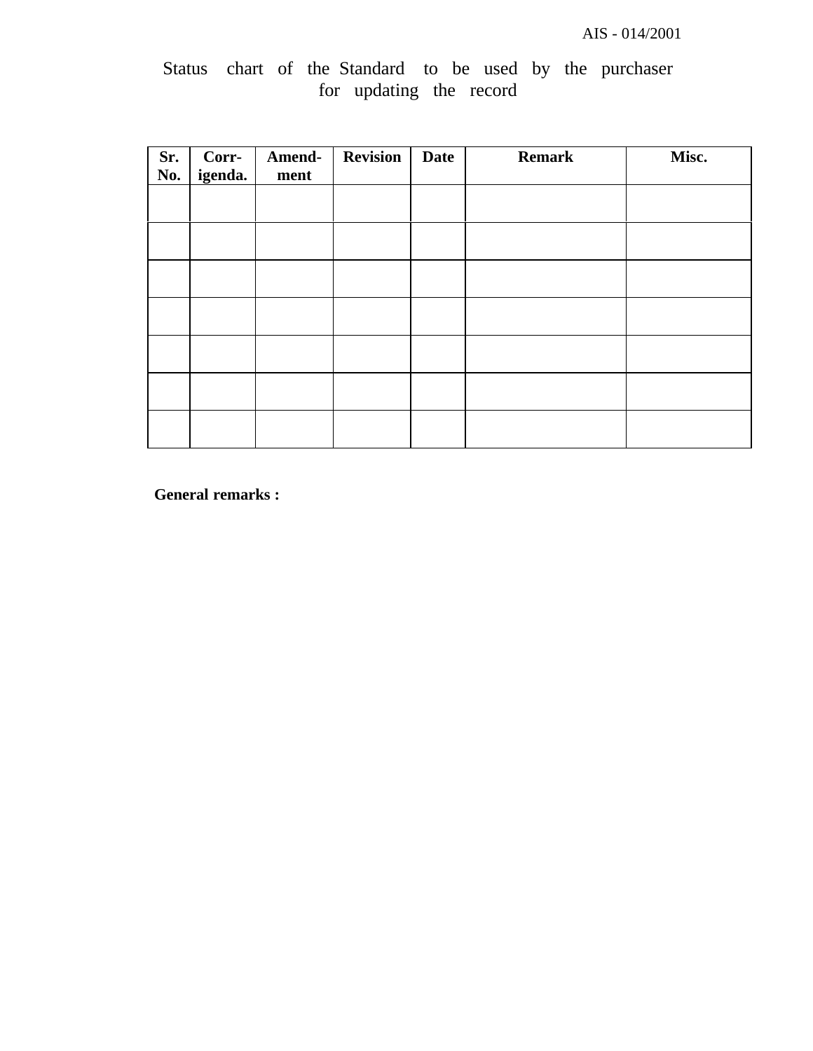Status chart of the Standard to be used by the purchaser for updating the record

| Sr. No. | Corr-igenda. | Amend-ment | Revision | Date | Remark | Misc. |
|---|---|---|---|---|---|---|
| | | | | | | |
| | | | | | | |
| | | | | | | |
| | | | | | | |
| | | | | | | |
| | | | | | | |
| | | | | | | |

**General remarks :**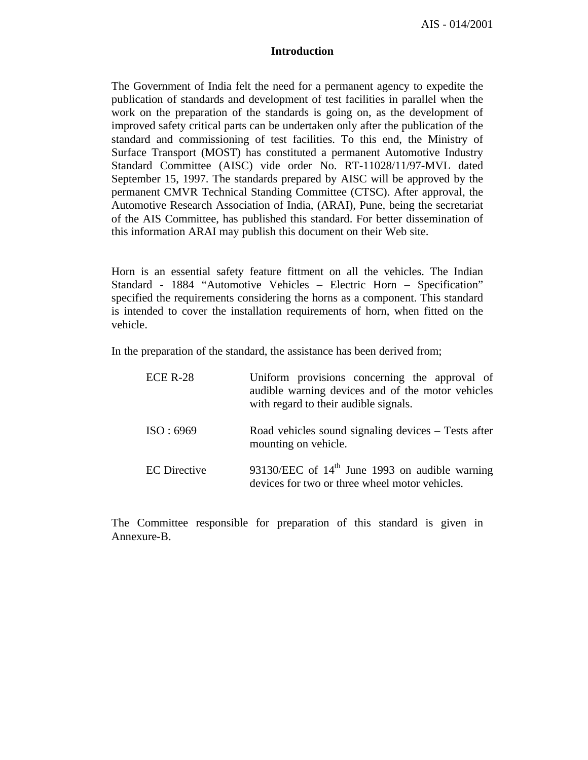# Introduction

The Government of India felt the need for a permanent agency to expedite the publication of standards and development of test facilities in parallel when the work on the preparation of the standards is going on, as the development of improved safety critical parts can be undertaken only after the publication of the standard and commissioning of test facilities. To this end, the Ministry of Surface Transport (MOST) has constituted a permanent Automotive Industry Standard Committee (AISC) vide order No. RT-11028/11/97-MVL dated September 15, 1997. The standards prepared by AISC will be approved by the permanent CMVR Technical Standing Committee (CTSC). After approval, the Automotive Research Association of India, (ARAI), Pune, being the secretariat of the AIS Committee, has published this standard. For better dissemination of this information ARAI may publish this document on their Web site.

Horn is an essential safety feature fittment on all the vehicles. The Indian Standard - 1884 "Automotive Vehicles – Electric Horn – Specification" specified the requirements considering the horns as a component. This standard is intended to cover the installation requirements of horn, when fitted on the vehicle.

In the preparation of the standard, the assistance has been derived from;

| | |
|---|---|
| ECE R-28 | Uniform provisions concerning the approval of audible warning devices and of the motor vehicles with regard to their audible signals. |
| ISO : 6969 | Road vehicles sound signaling devices – Tests after mounting on vehicle. |
| EC Directive | 93130/EEC of 14th June 1993 on audible warning devices for two or three wheel motor vehicles. |

The Committee responsible for preparation of this standard is given in Annexure-B.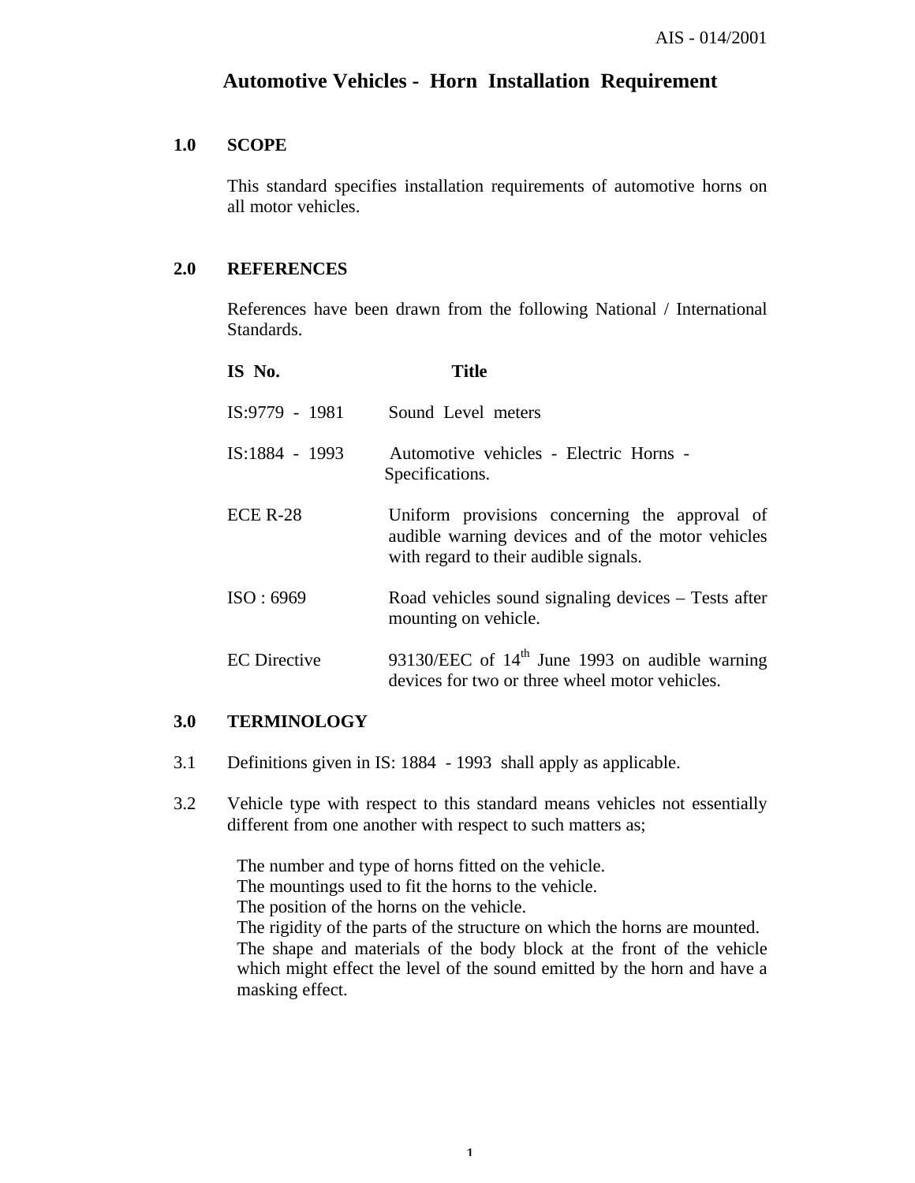# Automotive Vehicles - Horn Installation Requirement

## 1.0 SCOPE

This standard specifies installation requirements of automotive horns on all motor vehicles.

## 2.0 REFERENCES

References have been drawn from the following National / International Standards.

| IS No. | Title |
|---|---|
| IS:9779 - 1981 | Sound Level meters |
| IS:1884 - 1993 | Automotive vehicles - Electric Horns - Specifications. |
| ECE R-28 | Uniform provisions concerning the approval of audible warning devices and of the motor vehicles with regard to their audible signals. |
| ISO : 6969 | Road vehicles sound signaling devices – Tests after mounting on vehicle. |
| EC Directive | 93130/EEC of 14th June 1993 on audible warning devices for two or three wheel motor vehicles. |

## 3.0 TERMINOLOGY

3.1 Definitions given in IS: 1884 - 1993 shall apply as applicable.

3.2 Vehicle type with respect to this standard means vehicles not essentially different from one another with respect to such matters as;

The number and type of horns fitted on the vehicle.
The mountings used to fit the horns to the vehicle.
The position of the horns on the vehicle.
The rigidity of the parts of the structure on which the horns are mounted.
The shape and materials of the body block at the front of the vehicle which might effect the level of the sound emitted by the horn and have a masking effect.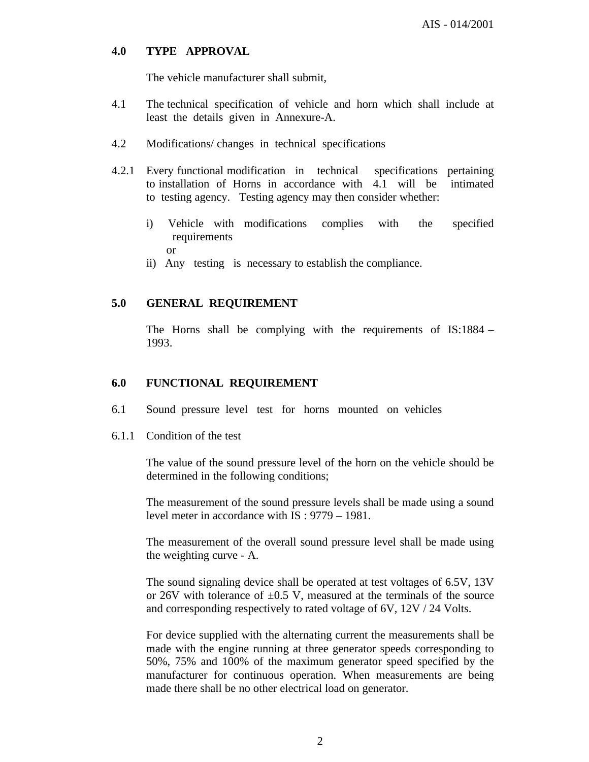## 4.0 TYPE APPROVAL

The vehicle manufacturer shall submit,

4.1 The technical specification of vehicle and horn which shall include at least the details given in Annexure-A.

4.2 Modifications/ changes in technical specifications

4.2.1 Every functional modification in technical specifications pertaining to installation of Horns in accordance with 4.1 will be intimated to testing agency. Testing agency may then consider whether:

i) Vehicle with modifications complies with the specified requirements
   or
ii) Any testing is necessary to establish the compliance.

## 5.0 GENERAL REQUIREMENT

The Horns shall be complying with the requirements of IS:1884 – 1993.

## 6.0 FUNCTIONAL REQUIREMENT

6.1 Sound pressure level test for horns mounted on vehicles

6.1.1 Condition of the test

The value of the sound pressure level of the horn on the vehicle should be determined in the following conditions;

The measurement of the sound pressure levels shall be made using a sound level meter in accordance with IS : 9779 – 1981.

The measurement of the overall sound pressure level shall be made using the weighting curve - A.

The sound signaling device shall be operated at test voltages of 6.5V, 13V or 26V with tolerance of ±0.5 V, measured at the terminals of the source and corresponding respectively to rated voltage of 6V, 12V / 24 Volts.

For device supplied with the alternating current the measurements shall be made with the engine running at three generator speeds corresponding to 50%, 75% and 100% of the maximum generator speed specified by the manufacturer for continuous operation. When measurements are being made there shall be no other electrical load on generator.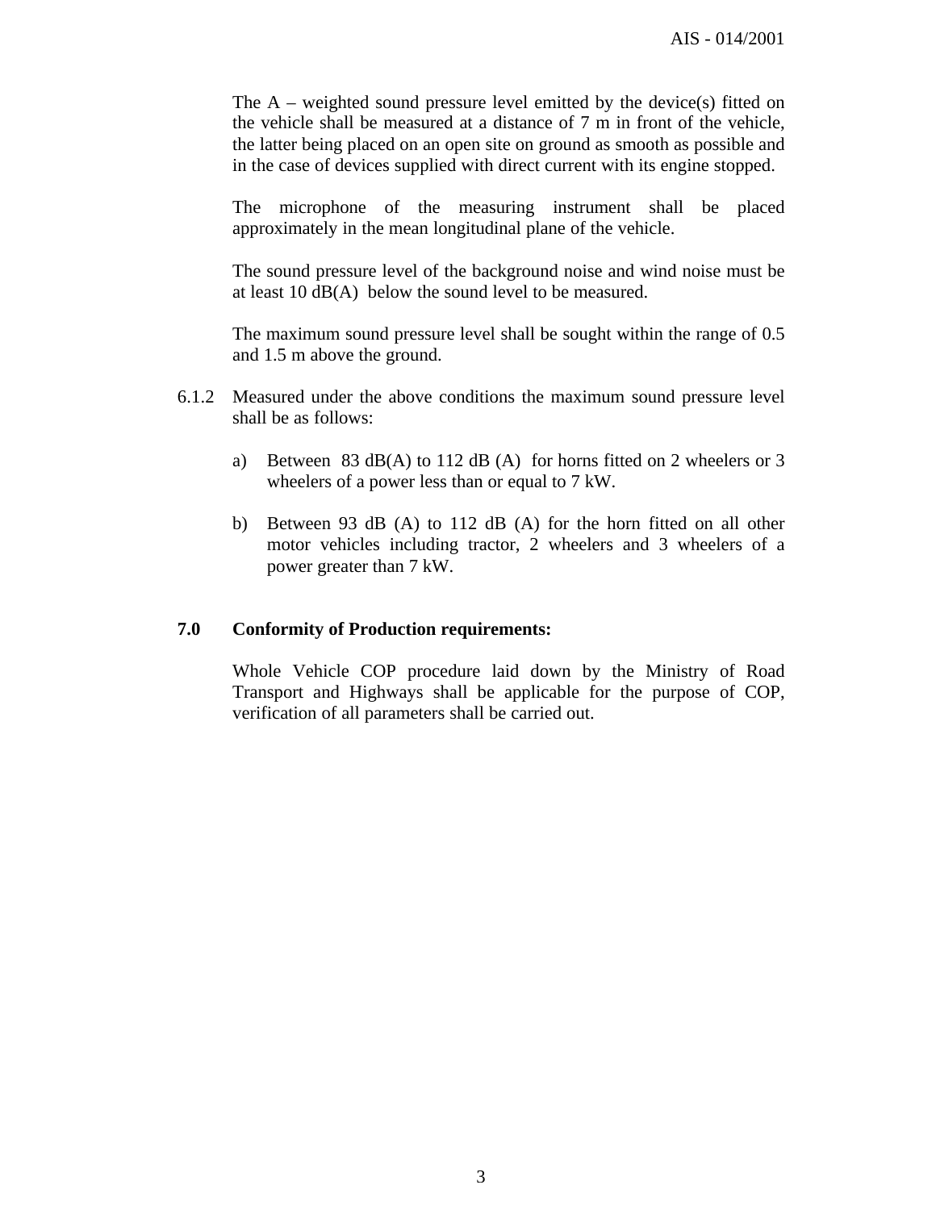The A – weighted sound pressure level emitted by the device(s) fitted on the vehicle shall be measured at a distance of 7 m in front of the vehicle, the latter being placed on an open site on ground as smooth as possible and in the case of devices supplied with direct current with its engine stopped.

The microphone of the measuring instrument shall be placed approximately in the mean longitudinal plane of the vehicle.

The sound pressure level of the background noise and wind noise must be at least 10 dB(A) below the sound level to be measured.

The maximum sound pressure level shall be sought within the range of 0.5 and 1.5 m above the ground.

6.1.2 Measured under the above conditions the maximum sound pressure level shall be as follows:

a) Between 83 dB(A) to 112 dB (A) for horns fitted on 2 wheelers or 3 wheelers of a power less than or equal to 7 kW.

b) Between 93 dB (A) to 112 dB (A) for the horn fitted on all other motor vehicles including tractor, 2 wheelers and 3 wheelers of a power greater than 7 kW.

## 7.0 Conformity of Production requirements:

Whole Vehicle COP procedure laid down by the Ministry of Road Transport and Highways shall be applicable for the purpose of COP, verification of all parameters shall be carried out.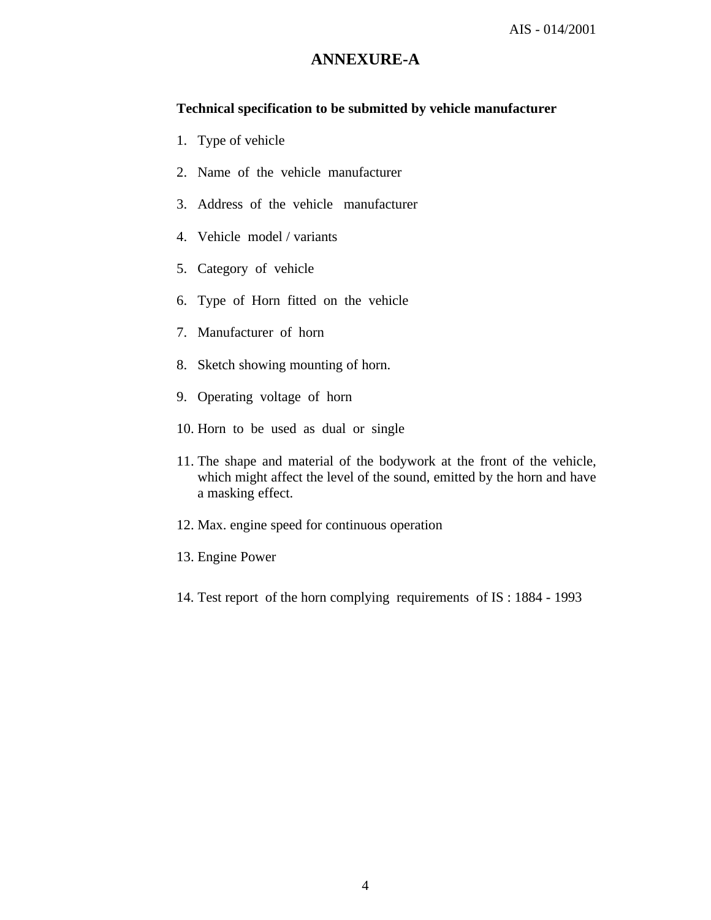# ANNEXURE-A

**Technical specification to be submitted by vehicle manufacturer**

1. Type of vehicle
2. Name of the vehicle manufacturer
3. Address of the vehicle manufacturer
4. Vehicle model / variants
5. Category of vehicle
6. Type of Horn fitted on the vehicle
7. Manufacturer of horn
8. Sketch showing mounting of horn.
9. Operating voltage of horn
10. Horn to be used as dual or single
11. The shape and material of the bodywork at the front of the vehicle, which might affect the level of the sound, emitted by the horn and have a masking effect.
12. Max. engine speed for continuous operation
13. Engine Power
14. Test report of the horn complying requirements of IS : 1884 - 1993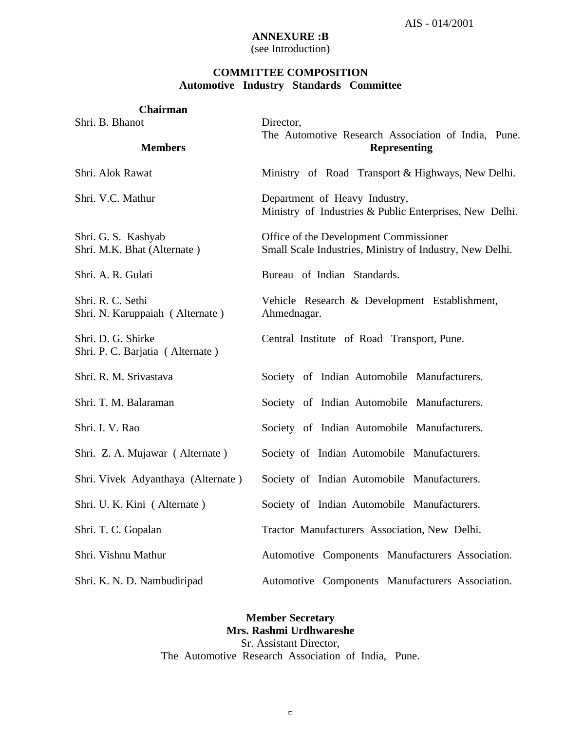## ANNEXURE :B

(see Introduction)

## COMMITTEE COMPOSITION

### Automotive Industry Standards Committee

| | |
|---|---|
| **Chairman** | |
| Shri. B. Bhanot | Director,<br>The Automotive Research Association of India, Pune. |
| **Members** | **Representing** |
| Shri. Alok Rawat | Ministry of Road Transport & Highways, New Delhi. |
| Shri. V.C. Mathur | Department of Heavy Industry,<br>Ministry of Industries & Public Enterprises, New Delhi. |
| Shri. G. S. Kashyab<br>Shri. M.K. Bhat (Alternate ) | Office of the Development Commissioner<br>Small Scale Industries, Ministry of Industry, New Delhi. |
| Shri. A. R. Gulati | Bureau of Indian Standards. |
| Shri. R. C. Sethi<br>Shri. N. Karuppaiah ( Alternate ) | Vehicle Research & Development Establishment, Ahmednagar. |
| Shri. D. G. Shirke<br>Shri. P. C. Barjatia ( Alternate ) | Central Institute of Road Transport, Pune. |
| Shri. R. M. Srivastava | Society of Indian Automobile Manufacturers. |
| Shri. T. M. Balaraman | Society of Indian Automobile Manufacturers. |
| Shri. I. V. Rao | Society of Indian Automobile Manufacturers. |
| Shri. Z. A. Mujawar ( Alternate ) | Society of Indian Automobile Manufacturers. |
| Shri. Vivek Adyanthaya (Alternate ) | Society of Indian Automobile Manufacturers. |
| Shri. U. K. Kini ( Alternate ) | Society of Indian Automobile Manufacturers. |
| Shri. T. C. Gopalan | Tractor Manufacturers Association, New Delhi. |
| Shri. Vishnu Mathur | Automotive Components Manufacturers Association. |
| Shri. K. N. D. Nambudiripad | Automotive Components Manufacturers Association. |

**Member Secretary**
**Mrs. Rashmi Urdhwareshe**
Sr. Assistant Director,
The Automotive Research Association of India, Pune.